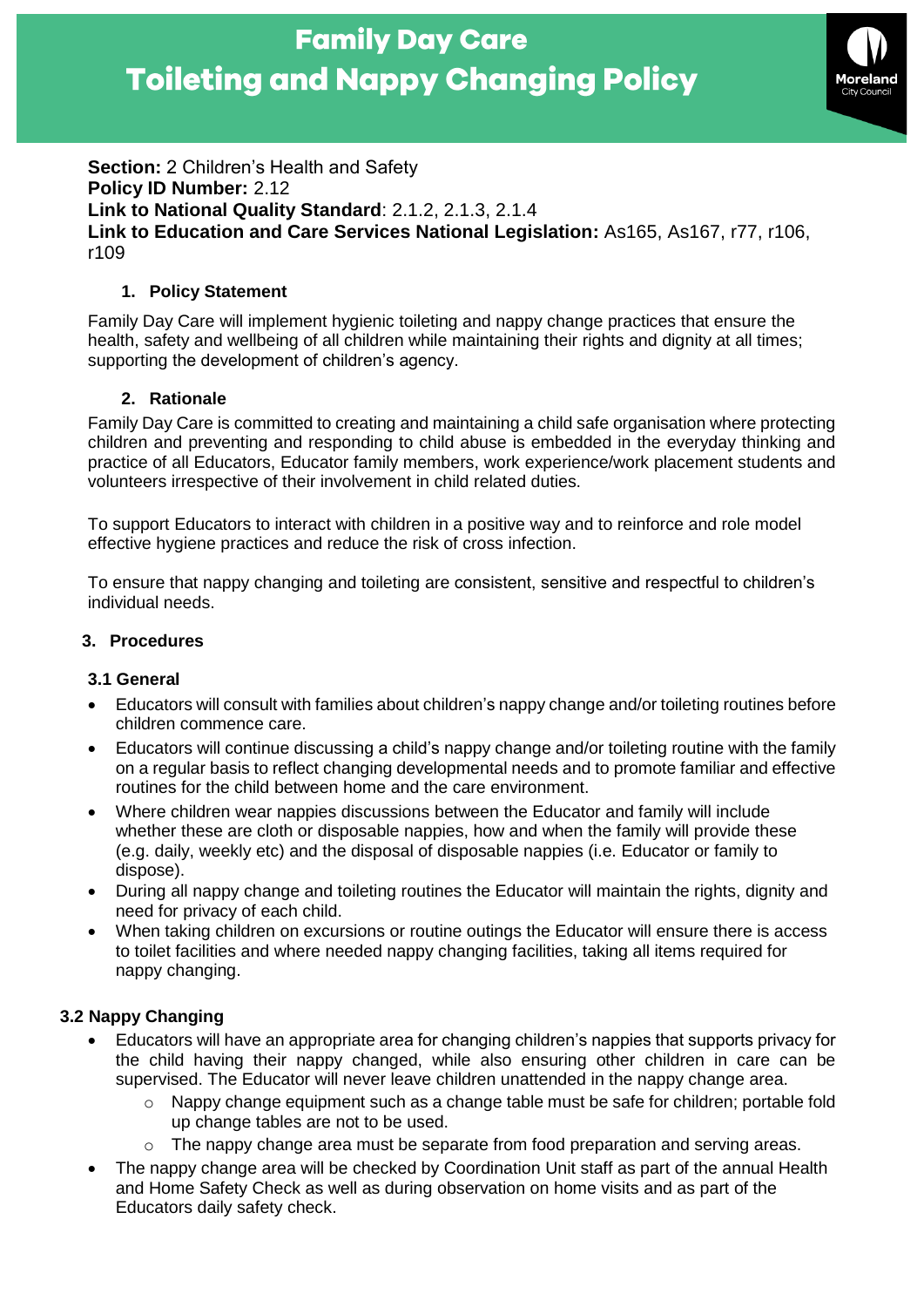# Family Day Care
# Toileting and Nappy Changing Policy

**Section:** 2 Children's Health and Safety
**Policy ID Number:** 2.12
**Link to National Quality Standard**: 2.1.2, 2.1.3, 2.1.4
**Link to Education and Care Services National Legislation:** As165, As167, r77, r106, r109

## 1. Policy Statement

Family Day Care will implement hygienic toileting and nappy change practices that ensure the health, safety and wellbeing of all children while maintaining their rights and dignity at all times; supporting the development of children's agency.

## 2. Rationale

Family Day Care is committed to creating and maintaining a child safe organisation where protecting children and preventing and responding to child abuse is embedded in the everyday thinking and practice of all Educators, Educator family members, work experience/work placement students and volunteers irrespective of their involvement in child related duties.

To support Educators to interact with children in a positive way and to reinforce and role model effective hygiene practices and reduce the risk of cross infection.

To ensure that nappy changing and toileting are consistent, sensitive and respectful to children's individual needs.

## 3. Procedures

### 3.1 General

- Educators will consult with families about children's nappy change and/or toileting routines before children commence care.
- Educators will continue discussing a child's nappy change and/or toileting routine with the family on a regular basis to reflect changing developmental needs and to promote familiar and effective routines for the child between home and the care environment.
- Where children wear nappies discussions between the Educator and family will include whether these are cloth or disposable nappies, how and when the family will provide these (e.g. daily, weekly etc) and the disposal of disposable nappies (i.e. Educator or family to dispose).
- During all nappy change and toileting routines the Educator will maintain the rights, dignity and need for privacy of each child.
- When taking children on excursions or routine outings the Educator will ensure there is access to toilet facilities and where needed nappy changing facilities, taking all items required for nappy changing.

### 3.2 Nappy Changing

- Educators will have an appropriate area for changing children's nappies that supports privacy for the child having their nappy changed, while also ensuring other children in care can be supervised. The Educator will never leave children unattended in the nappy change area.
  - Nappy change equipment such as a change table must be safe for children; portable fold up change tables are not to be used.
  - The nappy change area must be separate from food preparation and serving areas.
- The nappy change area will be checked by Coordination Unit staff as part of the annual Health and Home Safety Check as well as during observation on home visits and as part of the Educators daily safety check.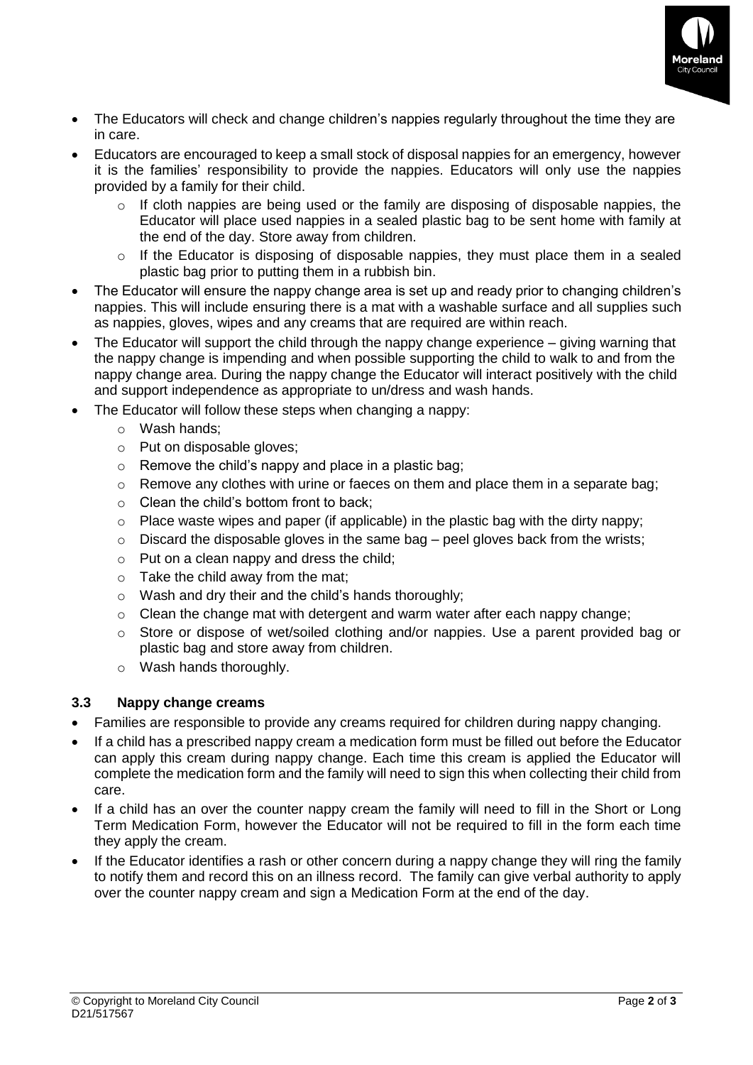- The Educators will check and change children's nappies regularly throughout the time they are in care.
- Educators are encouraged to keep a small stock of disposal nappies for an emergency, however it is the families' responsibility to provide the nappies. Educators will only use the nappies provided by a family for their child.
  - If cloth nappies are being used or the family are disposing of disposable nappies, the Educator will place used nappies in a sealed plastic bag to be sent home with family at the end of the day. Store away from children.
  - If the Educator is disposing of disposable nappies, they must place them in a sealed plastic bag prior to putting them in a rubbish bin.
- The Educator will ensure the nappy change area is set up and ready prior to changing children's nappies. This will include ensuring there is a mat with a washable surface and all supplies such as nappies, gloves, wipes and any creams that are required are within reach.
- The Educator will support the child through the nappy change experience – giving warning that the nappy change is impending and when possible supporting the child to walk to and from the nappy change area. During the nappy change the Educator will interact positively with the child and support independence as appropriate to un/dress and wash hands.
- The Educator will follow these steps when changing a nappy:
  - Wash hands;
  - Put on disposable gloves;
  - Remove the child's nappy and place in a plastic bag;
  - Remove any clothes with urine or faeces on them and place them in a separate bag;
  - Clean the child's bottom front to back;
  - Place waste wipes and paper (if applicable) in the plastic bag with the dirty nappy;
  - Discard the disposable gloves in the same bag – peel gloves back from the wrists;
  - Put on a clean nappy and dress the child;
  - Take the child away from the mat;
  - Wash and dry their and the child's hands thoroughly;
  - Clean the change mat with detergent and warm water after each nappy change;
  - Store or dispose of wet/soiled clothing and/or nappies. Use a parent provided bag or plastic bag and store away from children.
  - Wash hands thoroughly.

### 3.3 Nappy change creams

- Families are responsible to provide any creams required for children during nappy changing.
- If a child has a prescribed nappy cream a medication form must be filled out before the Educator can apply this cream during nappy change. Each time this cream is applied the Educator will complete the medication form and the family will need to sign this when collecting their child from care.
- If a child has an over the counter nappy cream the family will need to fill in the Short or Long Term Medication Form, however the Educator will not be required to fill in the form each time they apply the cream.
- If the Educator identifies a rash or other concern during a nappy change they will ring the family to notify them and record this on an illness record. The family can give verbal authority to apply over the counter nappy cream and sign a Medication Form at the end of the day.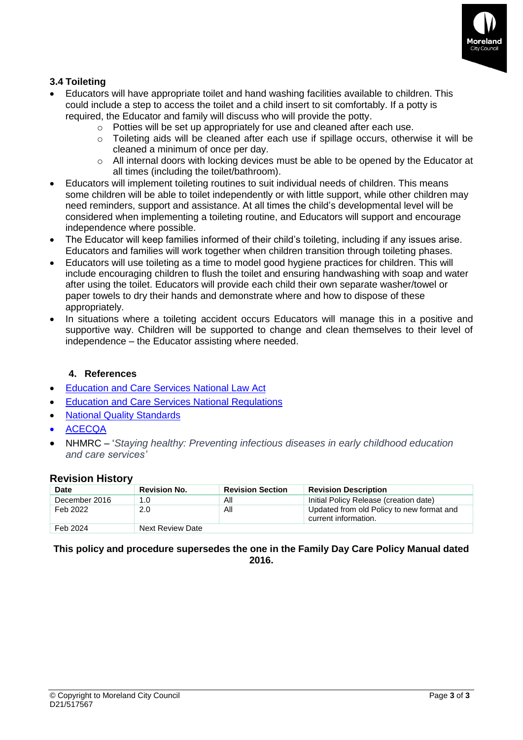### 3.4 Toileting

- Educators will have appropriate toilet and hand washing facilities available to children. This could include a step to access the toilet and a child insert to sit comfortably. If a potty is required, the Educator and family will discuss who will provide the potty.
  - Potties will be set up appropriately for use and cleaned after each use.
  - Toileting aids will be cleaned after each use if spillage occurs, otherwise it will be cleaned a minimum of once per day.
  - All internal doors with locking devices must be able to be opened by the Educator at all times (including the toilet/bathroom).
- Educators will implement toileting routines to suit individual needs of children. This means some children will be able to toilet independently or with little support, while other children may need reminders, support and assistance. At all times the child's developmental level will be considered when implementing a toileting routine, and Educators will support and encourage independence where possible.
- The Educator will keep families informed of their child's toileting, including if any issues arise. Educators and families will work together when children transition through toileting phases.
- Educators will use toileting as a time to model good hygiene practices for children. This will include encouraging children to flush the toilet and ensuring handwashing with soap and water after using the toilet. Educators will provide each child their own separate washer/towel or paper towels to dry their hands and demonstrate where and how to dispose of these appropriately.
- In situations where a toileting accident occurs Educators will manage this in a positive and supportive way. Children will be supported to change and clean themselves to their level of independence – the Educator assisting where needed.

## 4. References

- Education and Care Services National Law Act
- Education and Care Services National Regulations
- National Quality Standards
- ACECQA
- NHMRC – '*Staying healthy: Preventing infectious diseases in early childhood education and care services'*

## Revision History

| Date | Revision No. | Revision Section | Revision Description |
|---|---|---|---|
| December 2016 | 1.0 | All | Initial Policy Release (creation date) |
| Feb 2022 | 2.0 | All | Updated from old Policy to new format and current information. |
| Feb 2024 | Next Review Date | | |

**This policy and procedure supersedes the one in the Family Day Care Policy Manual dated 2016.**

© Copyright to Moreland City Council
D21/517567